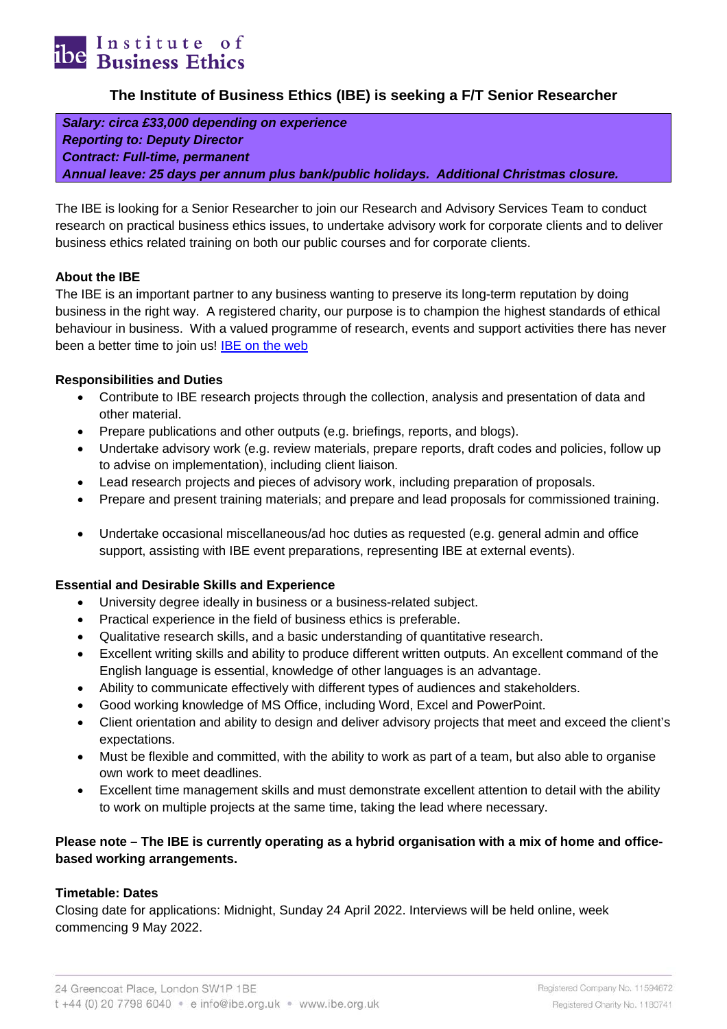Institute of Business Ethics

## The Institute of Business Ethics (IBE) is seeking a F/T Senior Researcher

***Salary: circa £33,000 depending on experience***
***Reporting to: Deputy Director***
***Contract: Full-time, permanent***
***Annual leave: 25 days per annum plus bank/public holidays. Additional Christmas closure.***

The IBE is looking for a Senior Researcher to join our Research and Advisory Services Team to conduct research on practical business ethics issues, to undertake advisory work for corporate clients and to deliver business ethics related training on both our public courses and for corporate clients.

### About the IBE

The IBE is an important partner to any business wanting to preserve its long-term reputation by doing business in the right way. A registered charity, our purpose is to champion the highest standards of ethical behaviour in business. With a valued programme of research, events and support activities there has never been a better time to join us! IBE on the web

### Responsibilities and Duties

- Contribute to IBE research projects through the collection, analysis and presentation of data and other material.
- Prepare publications and other outputs (e.g. briefings, reports, and blogs).
- Undertake advisory work (e.g. review materials, prepare reports, draft codes and policies, follow up to advise on implementation), including client liaison.
- Lead research projects and pieces of advisory work, including preparation of proposals.
- Prepare and present training materials; and prepare and lead proposals for commissioned training.
- Undertake occasional miscellaneous/ad hoc duties as requested (e.g. general admin and office support, assisting with IBE event preparations, representing IBE at external events).

### Essential and Desirable Skills and Experience

- University degree ideally in business or a business-related subject.
- Practical experience in the field of business ethics is preferable.
- Qualitative research skills, and a basic understanding of quantitative research.
- Excellent writing skills and ability to produce different written outputs. An excellent command of the English language is essential, knowledge of other languages is an advantage.
- Ability to communicate effectively with different types of audiences and stakeholders.
- Good working knowledge of MS Office, including Word, Excel and PowerPoint.
- Client orientation and ability to design and deliver advisory projects that meet and exceed the client's expectations.
- Must be flexible and committed, with the ability to work as part of a team, but also able to organise own work to meet deadlines.
- Excellent time management skills and must demonstrate excellent attention to detail with the ability to work on multiple projects at the same time, taking the lead where necessary.

**Please note – The IBE is currently operating as a hybrid organisation with a mix of home and office-based working arrangements.**

### Timetable: Dates

Closing date for applications: Midnight, Sunday 24 April 2022. Interviews will be held online, week commencing 9 May 2022.

24 Greencoat Place, London SW1P 1BE
t +44 (0) 20 7798 6040 • e info@ibe.org.uk • www.ibe.org.uk

Registered Company No. 11594672
Registered Charity No. 1180741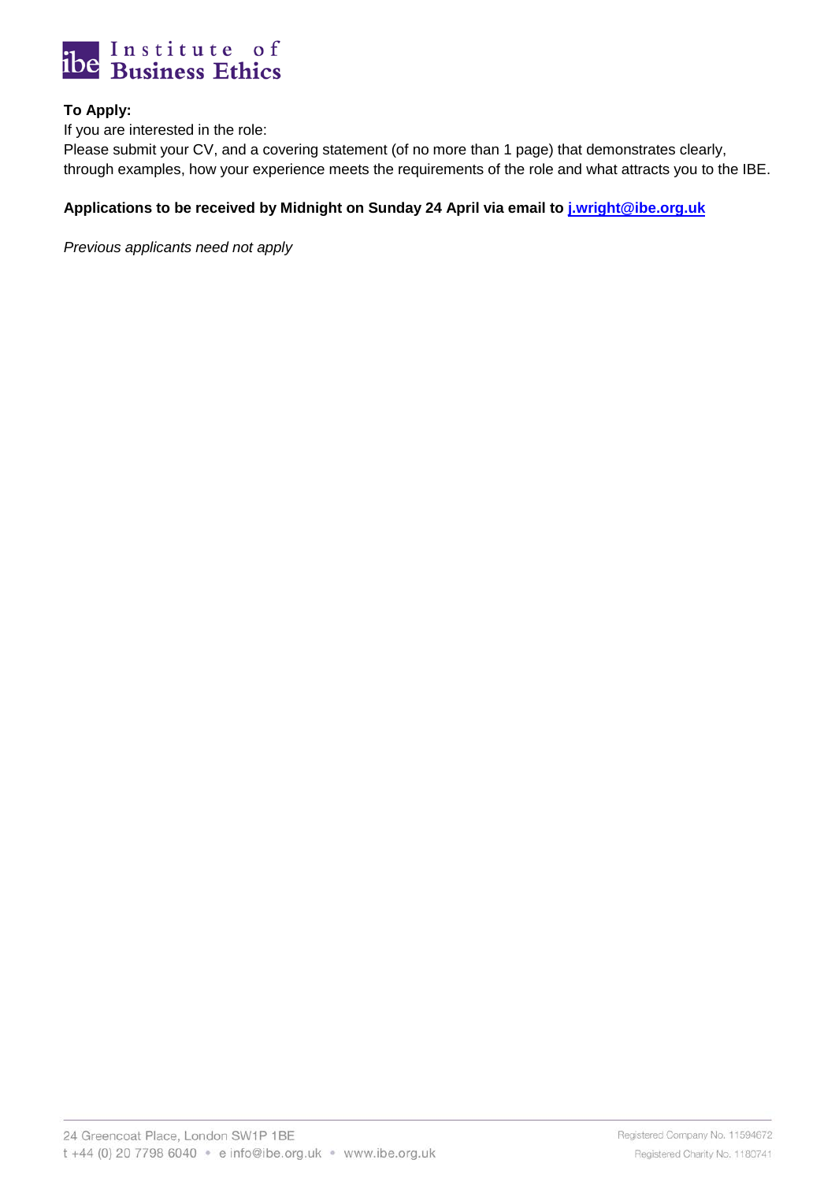**To Apply:**

If you are interested in the role:

Please submit your CV, and a covering statement (of no more than 1 page) that demonstrates clearly, through examples, how your experience meets the requirements of the role and what attracts you to the IBE.

**Applications to be received by Midnight on Sunday 24 April via email to [j.wright@ibe.org.uk](mailto:j.wright@ibe.org.uk)**

*Previous applicants need not apply*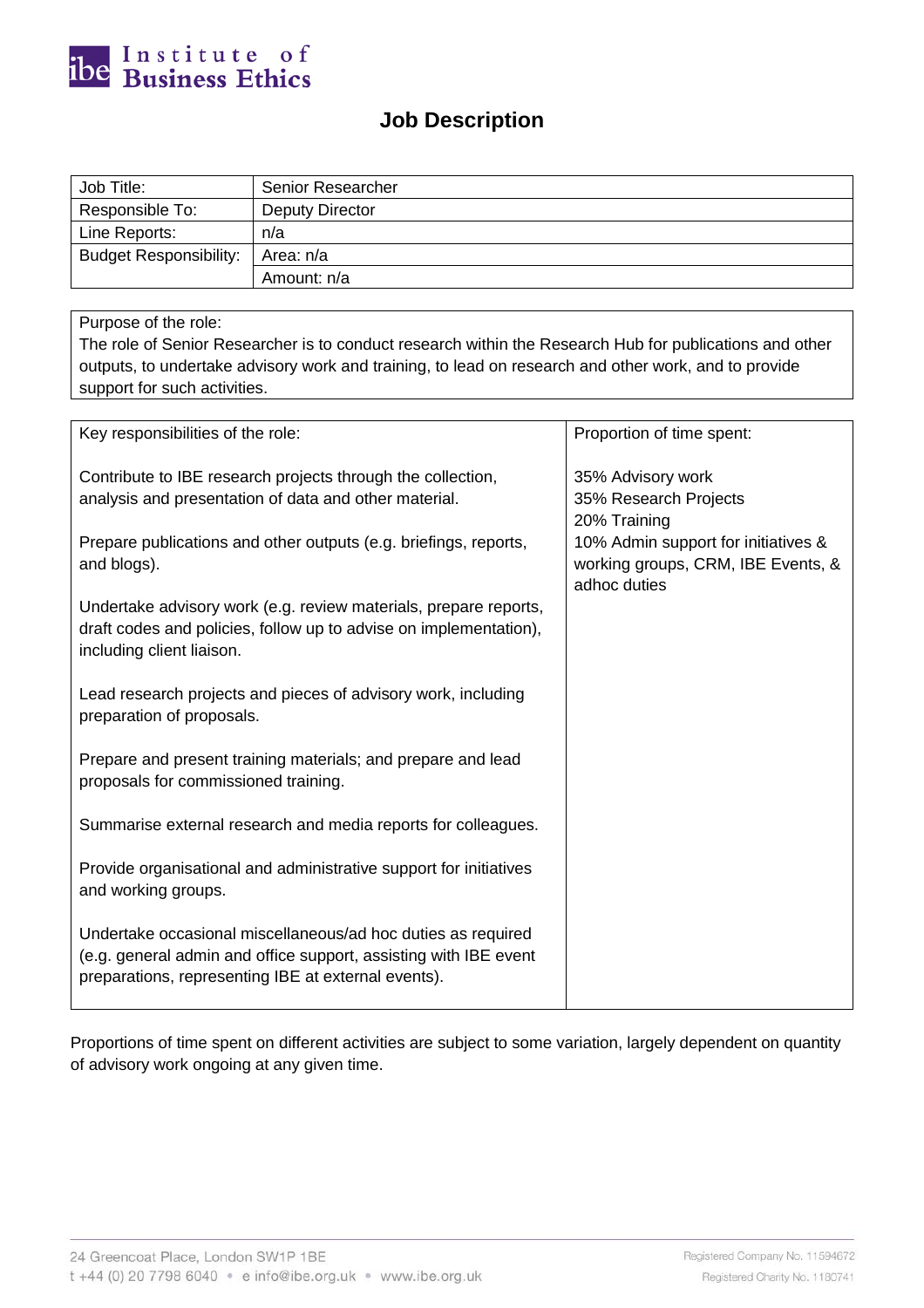Institute of Business Ethics

# Job Description

| | |
|---|---|
| Job Title: | Senior Researcher |
| Responsible To: | Deputy Director |
| Line Reports: | n/a |
| Budget Responsibility: | Area: n/a |
| | Amount: n/a |

Purpose of the role:
The role of Senior Researcher is to conduct research within the Research Hub for publications and other outputs, to undertake advisory work and training, to lead on research and other work, and to provide support for such activities.

| Key responsibilities of the role: | Proportion of time spent: |
|---|---|
| Contribute to IBE research projects through the collection, analysis and presentation of data and other material.<br><br>Prepare publications and other outputs (e.g. briefings, reports, and blogs).<br><br>Undertake advisory work (e.g. review materials, prepare reports, draft codes and policies, follow up to advise on implementation), including client liaison.<br><br>Lead research projects and pieces of advisory work, including preparation of proposals.<br><br>Prepare and present training materials; and prepare and lead proposals for commissioned training.<br><br>Summarise external research and media reports for colleagues.<br><br>Provide organisational and administrative support for initiatives and working groups.<br><br>Undertake occasional miscellaneous/ad hoc duties as required (e.g. general admin and office support, assisting with IBE event preparations, representing IBE at external events). | 35% Advisory work<br>35% Research Projects<br>20% Training<br>10% Admin support for initiatives & working groups, CRM, IBE Events, & adhoc duties |

Proportions of time spent on different activities are subject to some variation, largely dependent on quantity of advisory work ongoing at any given time.